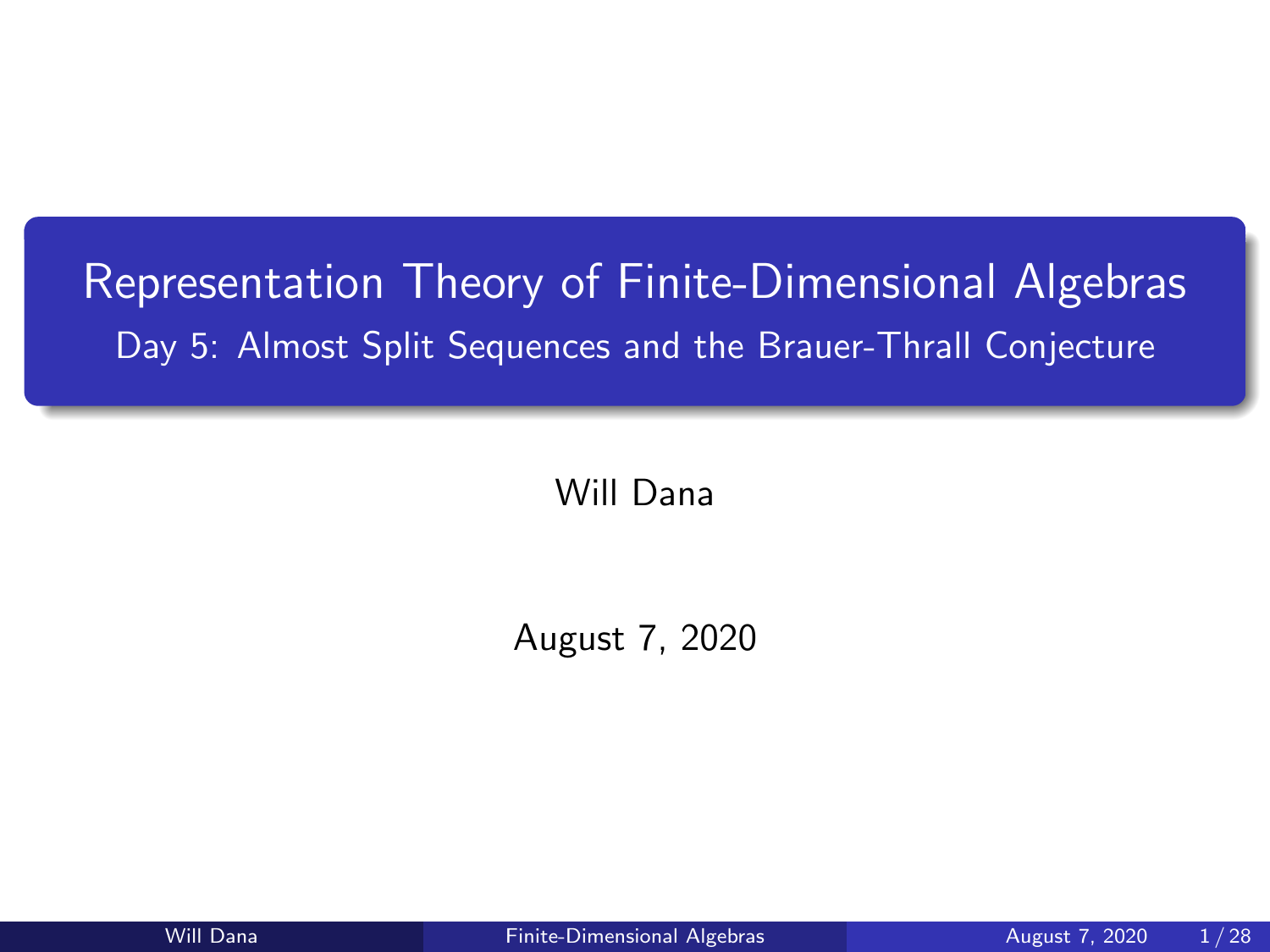# Representation Theory of Finite-Dimensional Algebras

## Day 5: Almost Split Sequences and the Brauer-Thrall Conjecture

Will Dana

August 7, 2020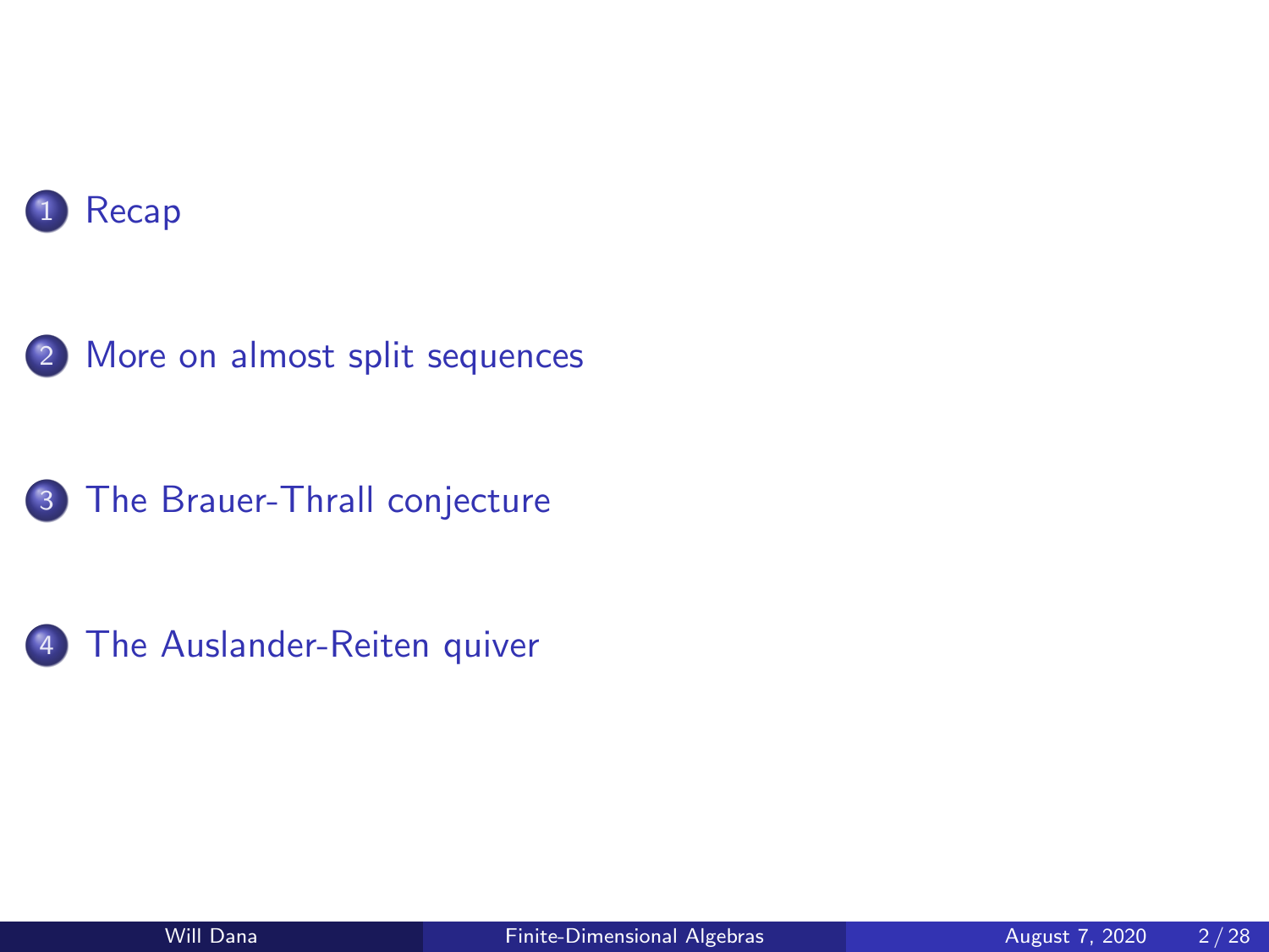1. Recap
2. More on almost split sequences
3. The Brauer-Thrall conjecture
4. The Auslander-Reiten quiver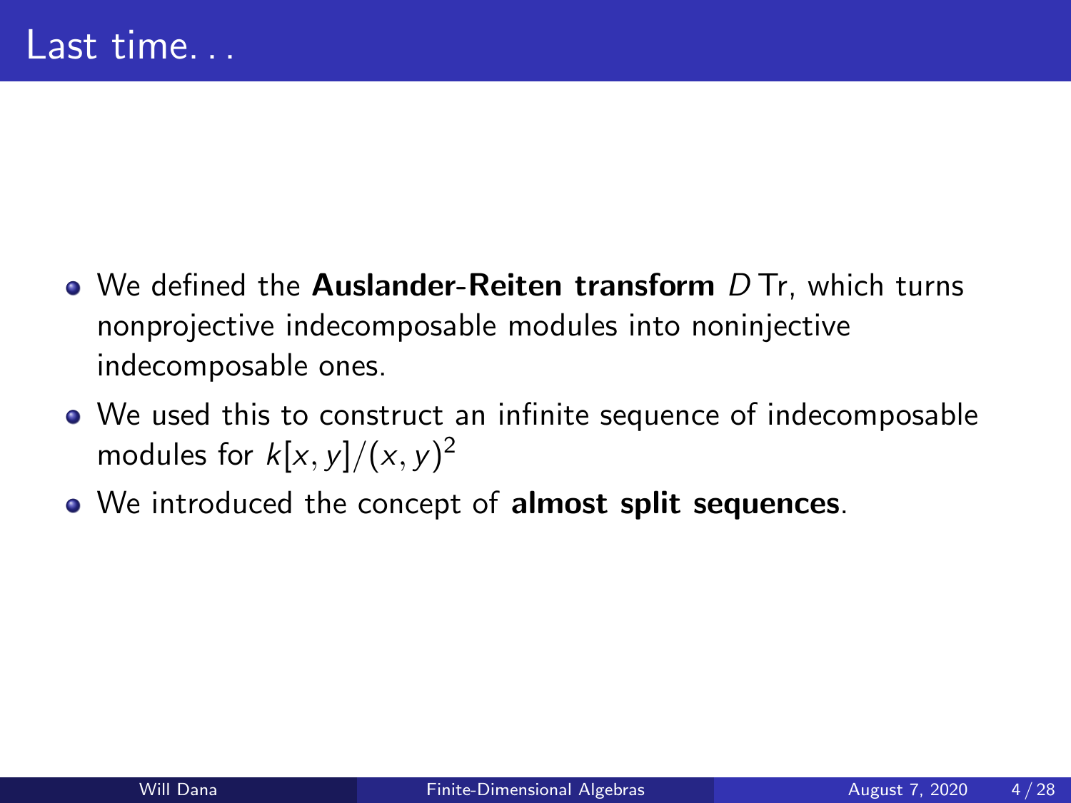# Last time. . .

- We defined the **Auslander-Reiten transform** $D\,\mathrm{Tr}$, which turns nonprojective indecomposable modules into noninjective indecomposable ones.
- We used this to construct an infinite sequence of indecomposable modules for $k[x, y]/(x, y)^2$
- We introduced the concept of **almost split sequences**.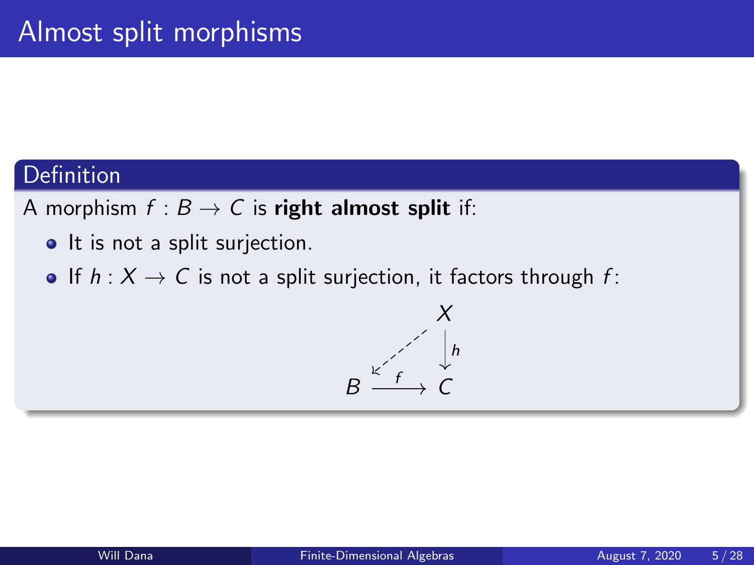# Almost split morphisms

**Definition**

A morphism $f : B \to C$ is **right almost split** if:

- It is not a split surjection.
- If $h : X \to C$ is not a split surjection, it factors through $f$:

$$\begin{array}{ccc} & & X \\ & \swarrow & \downarrow h \\ B & \xrightarrow{f} & C \end{array}$$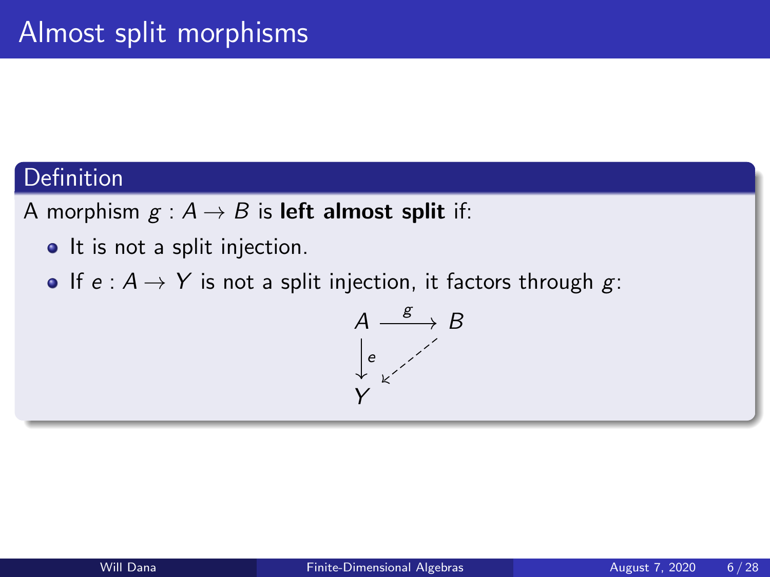# Almost split morphisms

## Definition

A morphism $g : A \to B$ is **left almost split** if:

- It is not a split injection.
- If $e : A \to Y$ is not a split injection, it factors through $g$:

$$
\begin{array}{ccc}
A & \xrightarrow{g} & B \\
\downarrow{\scriptstyle e} & \swarrow & \\
Y & &
\end{array}
$$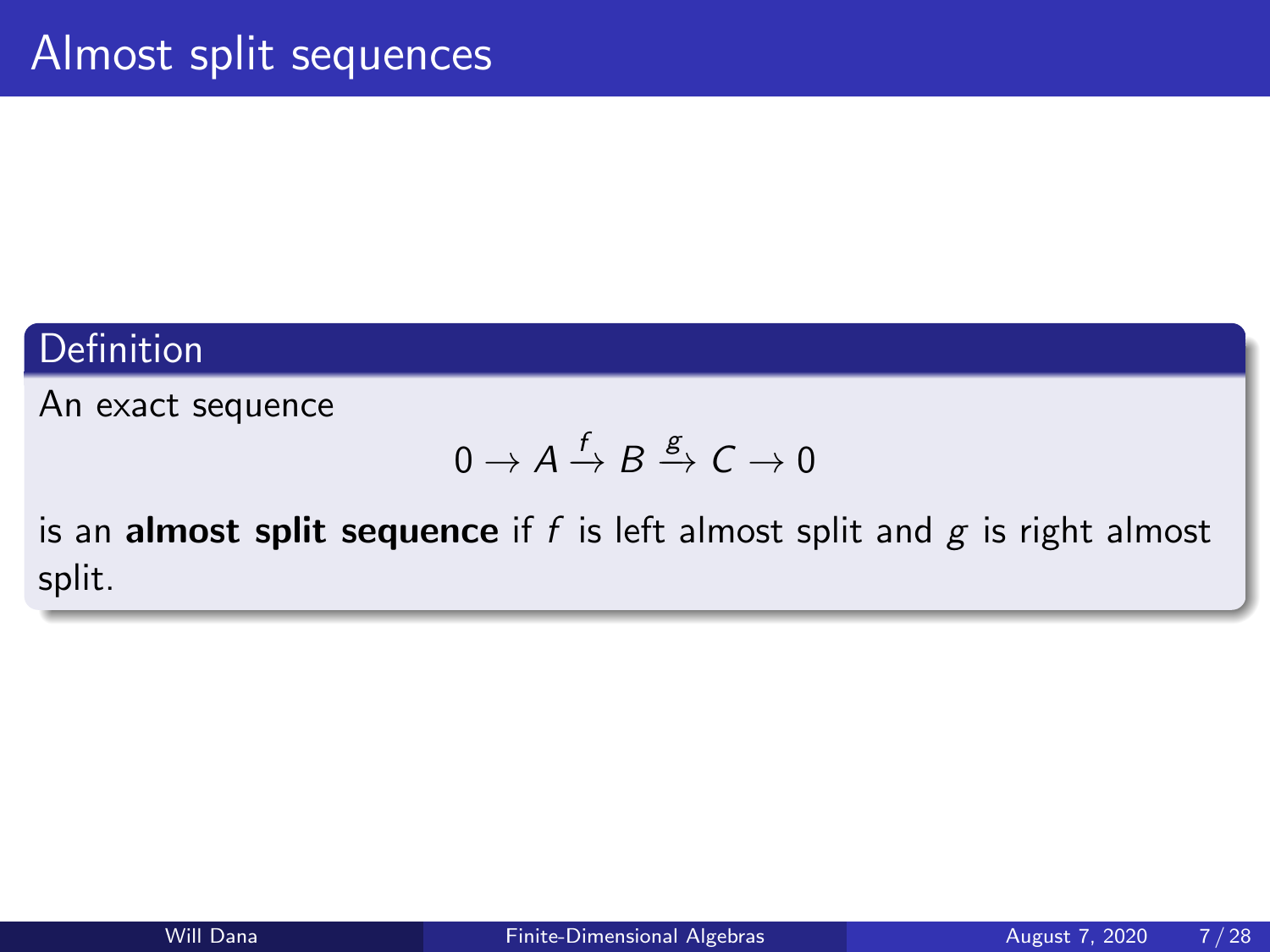# Almost split sequences

**Definition**

An exact sequence

$$0 \to A \xrightarrow{f} B \xrightarrow{g} C \to 0$$

is an **almost split sequence** if $f$ is left almost split and $g$ is right almost split.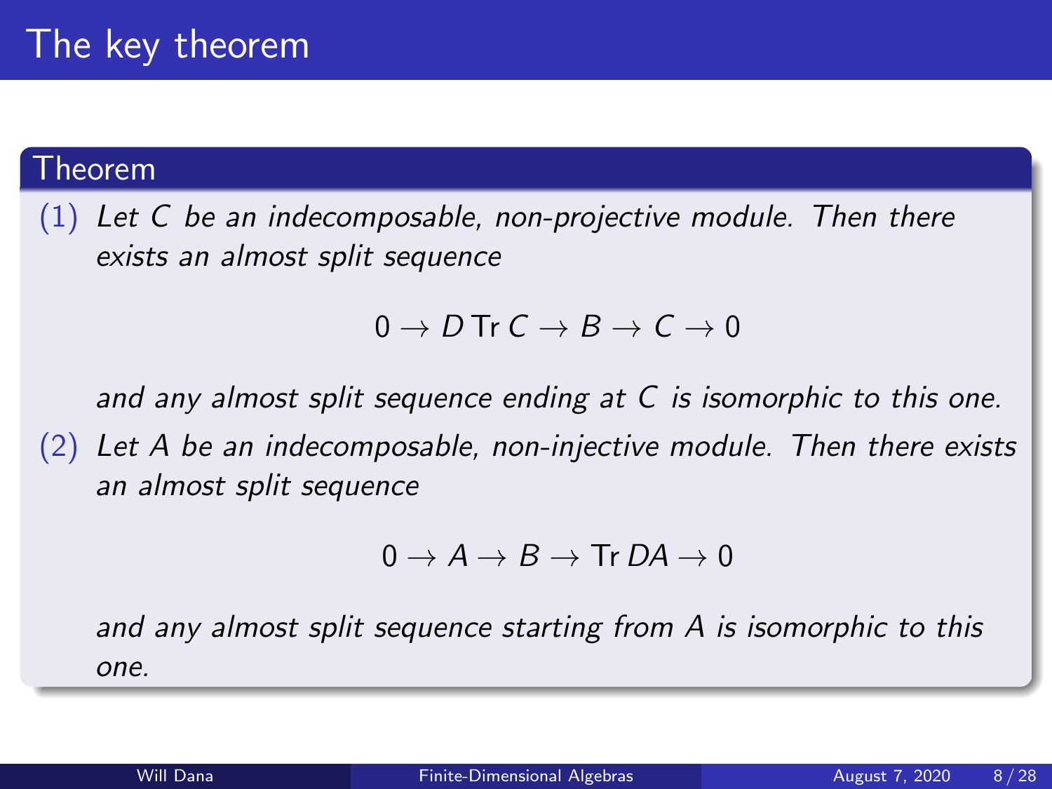# The key theorem

**Theorem**

(1) *Let $C$ be an indecomposable, non-projective module. Then there exists an almost split sequence*

$$0 \to D\,\mathrm{Tr}\,C \to B \to C \to 0$$

*and any almost split sequence ending at $C$ is isomorphic to this one.*

(2) *Let $A$ be an indecomposable, non-injective module. Then there exists an almost split sequence*

$$0 \to A \to B \to \mathrm{Tr}\,DA \to 0$$

*and any almost split sequence starting from $A$ is isomorphic to this one.*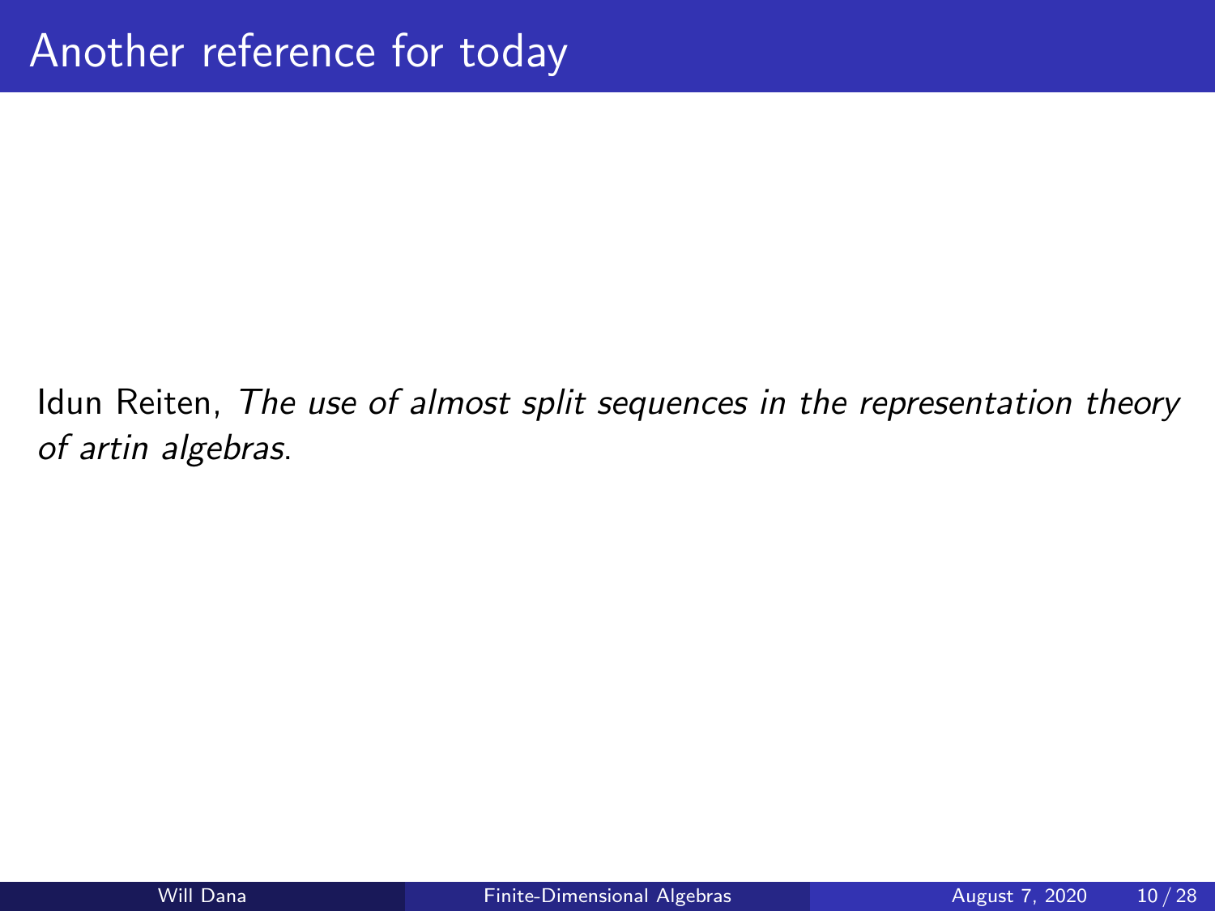# Another reference for today

Idun Reiten, *The use of almost split sequences in the representation theory of artin algebras*.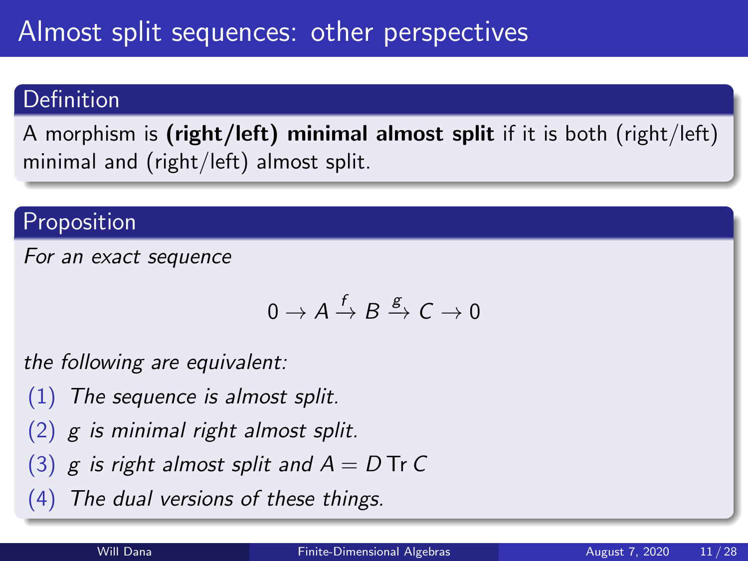# Almost split sequences: other perspectives

## Definition

A morphism is **(right/left) minimal almost split** if it is both (right/left) minimal and (right/left) almost split.

## Proposition

*For an exact sequence*

$$0 \to A \xrightarrow{f} B \xrightarrow{g} C \to 0$$

*the following are equivalent:*

1. *The sequence is almost split.*
2. *$g$ is minimal right almost split.*
3. *$g$ is right almost split and $A = D\operatorname{Tr} C$*
4. *The dual versions of these things.*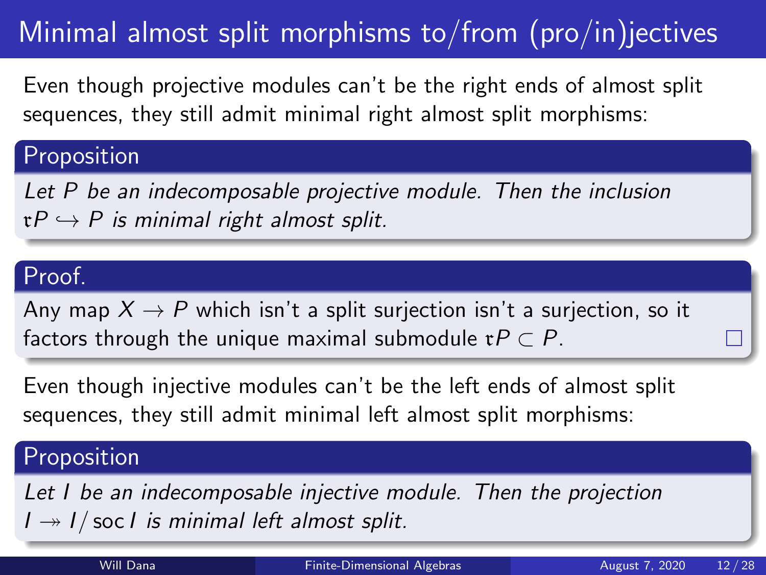# Minimal almost split morphisms to/from (pro/in)jectives

Even though projective modules can't be the right ends of almost split sequences, they still admit minimal right almost split morphisms:

**Proposition**

*Let $P$ be an indecomposable projective module. Then the inclusion $\mathfrak{r}P \hookrightarrow P$ is minimal right almost split.*

**Proof.**

Any map $X \to P$ which isn't a split surjection isn't a surjection, so it factors through the unique maximal submodule $\mathfrak{r}P \subset P$. □

Even though injective modules can't be the left ends of almost split sequences, they still admit minimal left almost split morphisms:

**Proposition**

*Let $I$ be an indecomposable injective module. Then the projection $I \twoheadrightarrow I/\operatorname{soc} I$ is minimal left almost split.*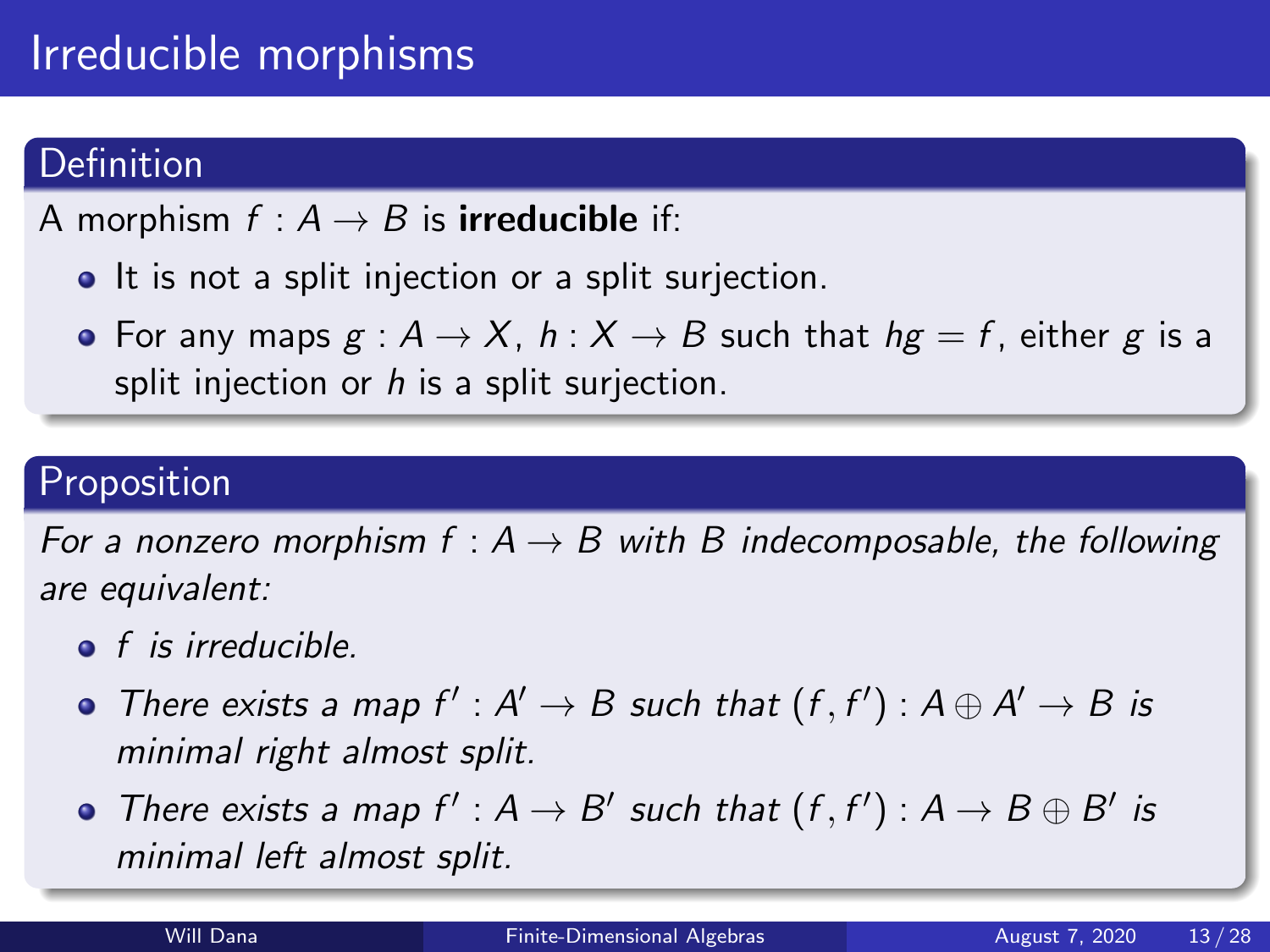# Irreducible morphisms

## Definition

A morphism $f : A \to B$ is **irreducible** if:

- It is not a split injection or a split surjection.
- For any maps $g : A \to X$, $h : X \to B$ such that $hg = f$, either $g$ is a split injection or $h$ is a split surjection.

## Proposition

*For a nonzero morphism $f : A \to B$ with $B$ indecomposable, the following are equivalent:*

- *$f$ is irreducible.*
- *There exists a map $f' : A' \to B$ such that $(f, f') : A \oplus A' \to B$ is minimal right almost split.*
- *There exists a map $f' : A \to B'$ such that $(f, f') : A \to B \oplus B'$ is minimal left almost split.*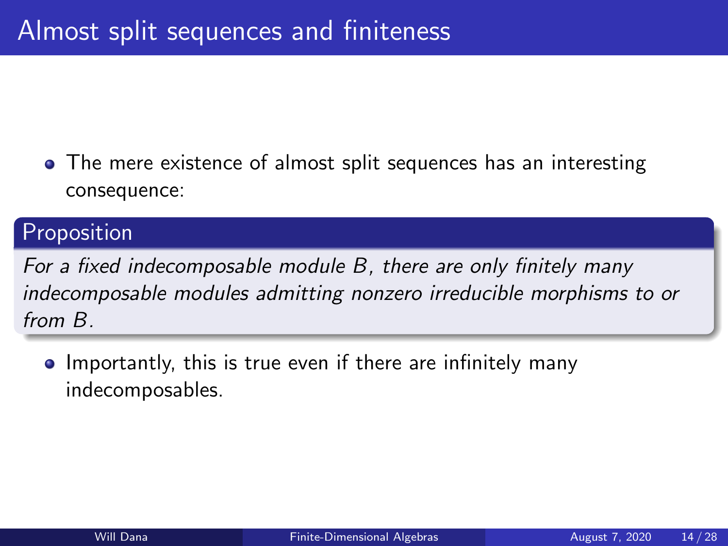# Almost split sequences and finiteness

- The mere existence of almost split sequences has an interesting consequence:

**Proposition**

*For a fixed indecomposable module $B$, there are only finitely many indecomposable modules admitting nonzero irreducible morphisms to or from $B$.*

- Importantly, this is true even if there are infinitely many indecomposables.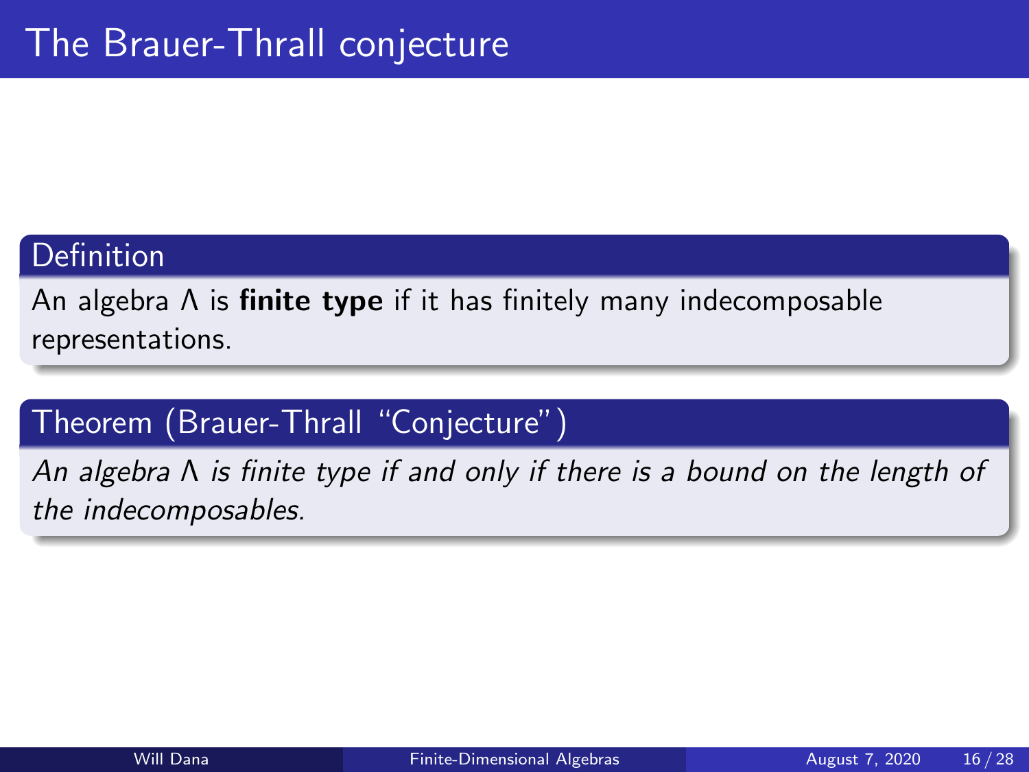# The Brauer-Thrall conjecture

**Definition**

An algebra $\Lambda$ is **finite type** if it has finitely many indecomposable representations.

**Theorem (Brauer-Thrall "Conjecture")**

*An algebra $\Lambda$ is finite type if and only if there is a bound on the length of the indecomposables.*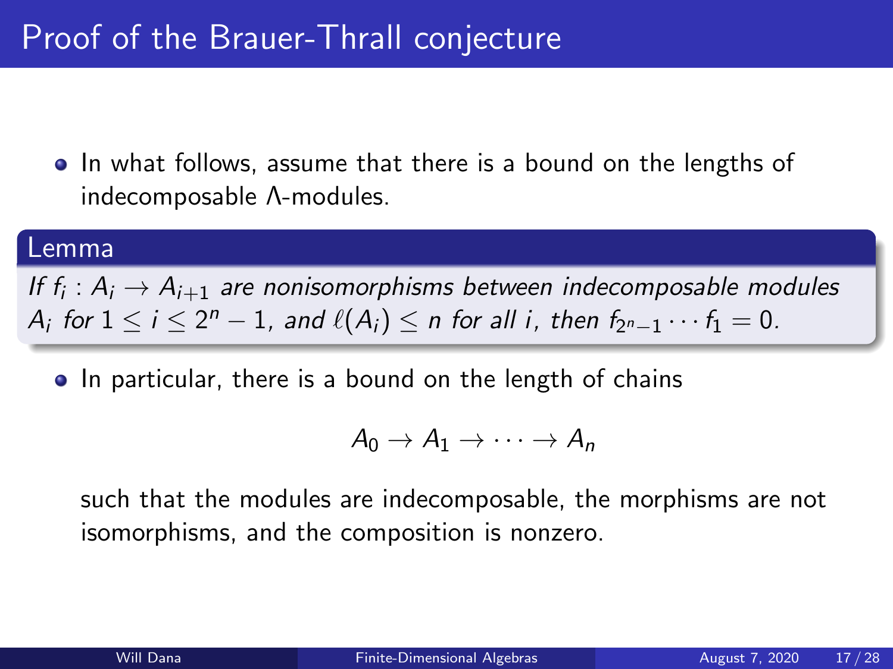# Proof of the Brauer-Thrall conjecture

- In what follows, assume that there is a bound on the lengths of indecomposable $\Lambda$-modules.

**Lemma**

*If $f_i : A_i \to A_{i+1}$ are nonisomorphisms between indecomposable modules $A_i$ for $1 \leq i \leq 2^n - 1$, and $\ell(A_i) \leq n$ for all $i$, then $f_{2^n-1} \cdots f_1 = 0$.*

- In particular, there is a bound on the length of chains

$$A_0 \to A_1 \to \cdots \to A_n$$

such that the modules are indecomposable, the morphisms are not isomorphisms, and the composition is nonzero.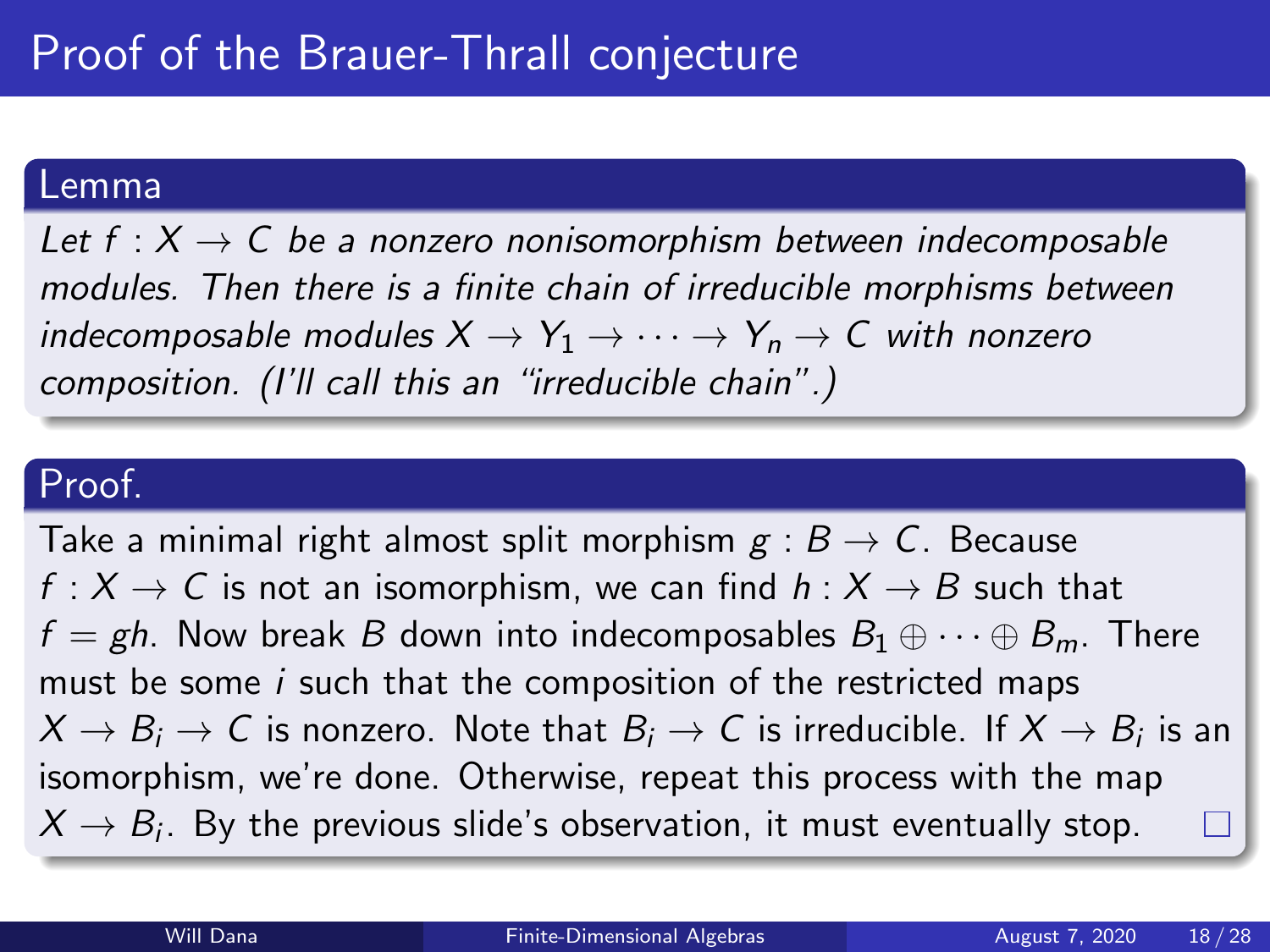# Proof of the Brauer-Thrall conjecture

## Lemma

*Let $f : X \to C$ be a nonzero nonisomorphism between indecomposable modules. Then there is a finite chain of irreducible morphisms between indecomposable modules $X \to Y_1 \to \cdots \to Y_n \to C$ with nonzero composition. (I'll call this an "irreducible chain".)*

## Proof.

Take a minimal right almost split morphism $g : B \to C$. Because $f : X \to C$ is not an isomorphism, we can find $h : X \to B$ such that $f = gh$. Now break $B$ down into indecomposables $B_1 \oplus \cdots \oplus B_m$. There must be some $i$ such that the composition of the restricted maps $X \to B_i \to C$ is nonzero. Note that $B_i \to C$ is irreducible. If $X \to B_i$ is an isomorphism, we're done. Otherwise, repeat this process with the map $X \to B_i$. By the previous slide's observation, it must eventually stop. □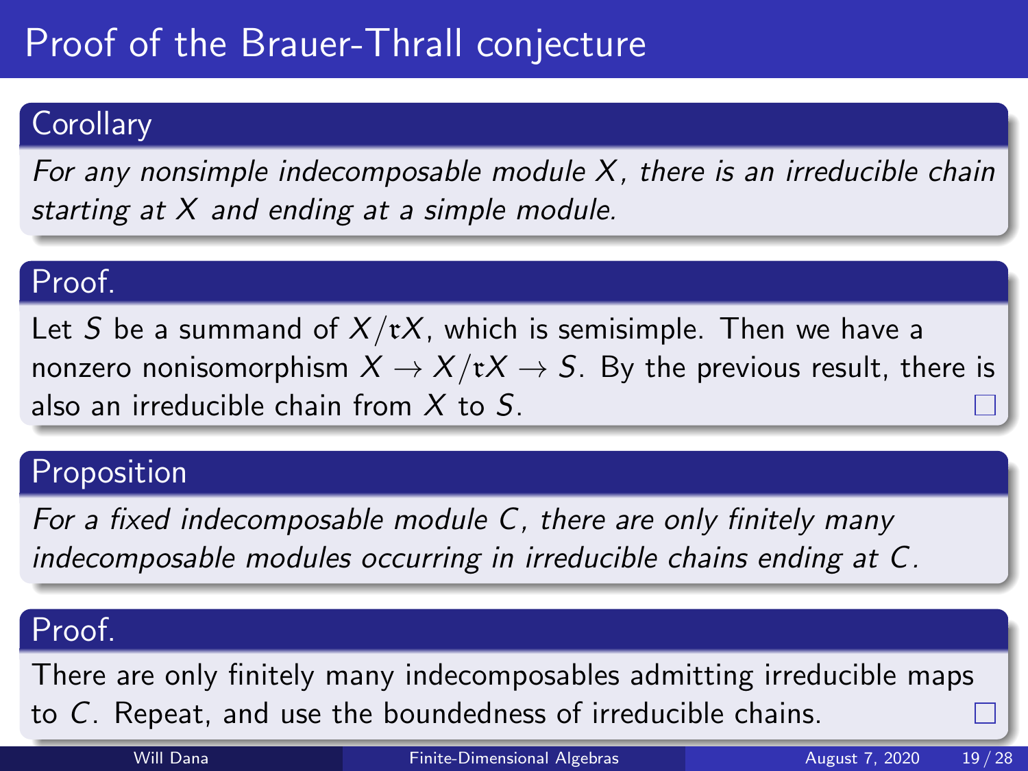# Proof of the Brauer-Thrall conjecture

**Corollary**

*For any nonsimple indecomposable module $X$, there is an irreducible chain starting at $X$ and ending at a simple module.*

**Proof.**

Let $S$ be a summand of $X/\mathfrak{r}X$, which is semisimple. Then we have a nonzero nonisomorphism $X \to X/\mathfrak{r}X \to S$. By the previous result, there is also an irreducible chain from $X$ to $S$. □

**Proposition**

*For a fixed indecomposable module $C$, there are only finitely many indecomposable modules occurring in irreducible chains ending at $C$.*

**Proof.**

There are only finitely many indecomposables admitting irreducible maps to $C$. Repeat, and use the boundedness of irreducible chains. □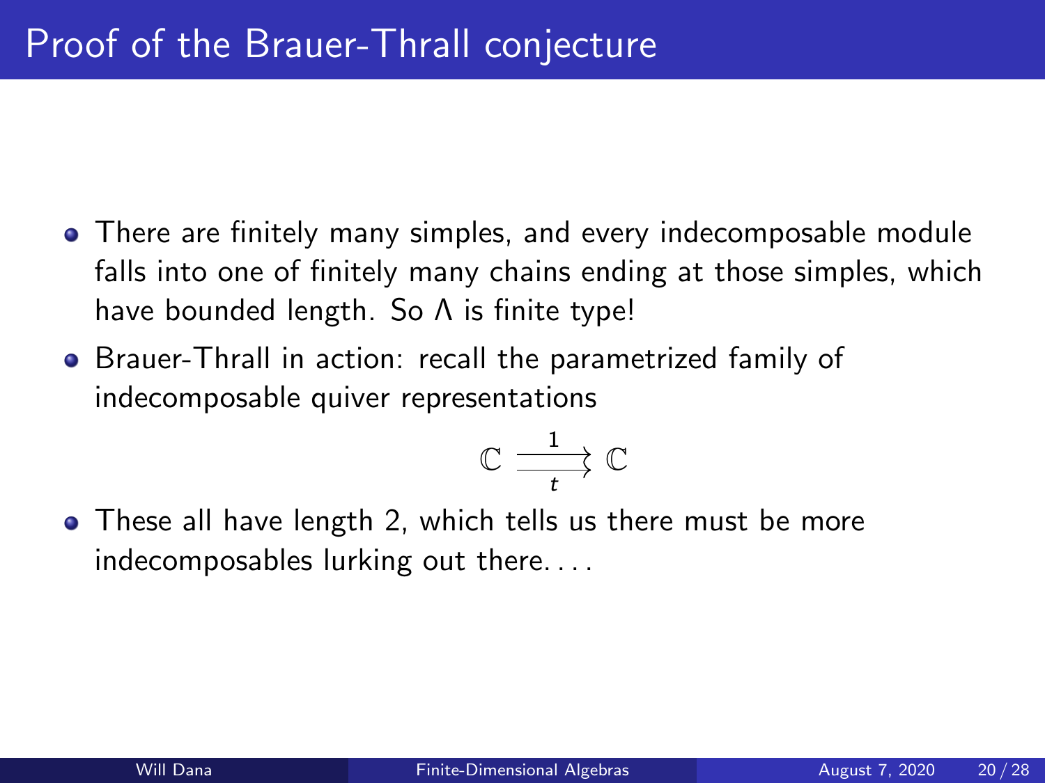# Proof of the Brauer-Thrall conjecture

- There are finitely many simples, and every indecomposable module falls into one of finitely many chains ending at those simples, which have bounded length. So $\Lambda$ is finite type!
- Brauer-Thrall in action: recall the parametrized family of indecomposable quiver representations

$$\mathbb{C} \underset{t}{\overset{1}{\rightrightarrows}} \mathbb{C}$$

- These all have length 2, which tells us there must be more indecomposables lurking out there. . . .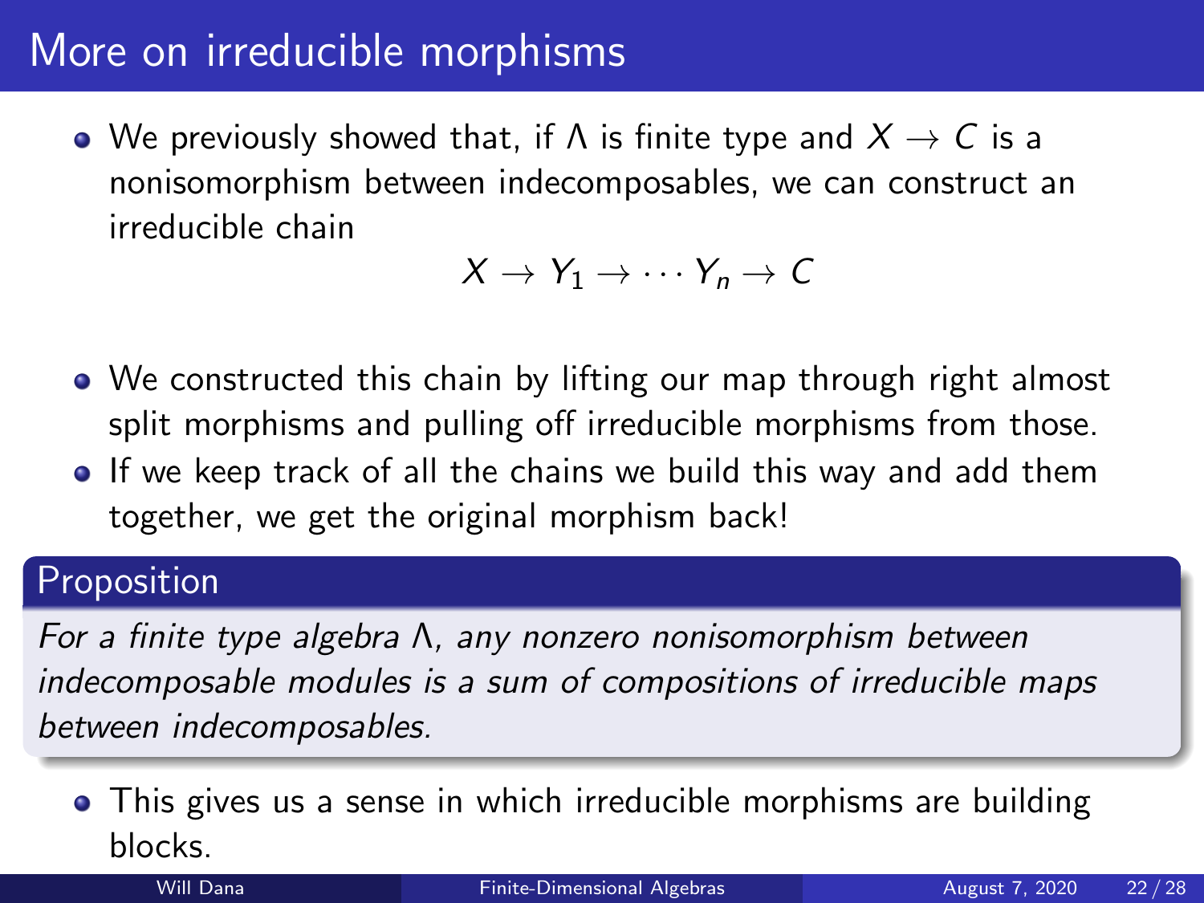# More on irreducible morphisms

- We previously showed that, if $\Lambda$ is finite type and $X \to C$ is a nonisomorphism between indecomposables, we can construct an irreducible chain

$$X \to Y_1 \to \cdots Y_n \to C$$

- We constructed this chain by lifting our map through right almost split morphisms and pulling off irreducible morphisms from those.
- If we keep track of all the chains we build this way and add them together, we get the original morphism back!

**Proposition**

*For a finite type algebra $\Lambda$, any nonzero nonisomorphism between indecomposable modules is a sum of compositions of irreducible maps between indecomposables.*

- This gives us a sense in which irreducible morphisms are building blocks.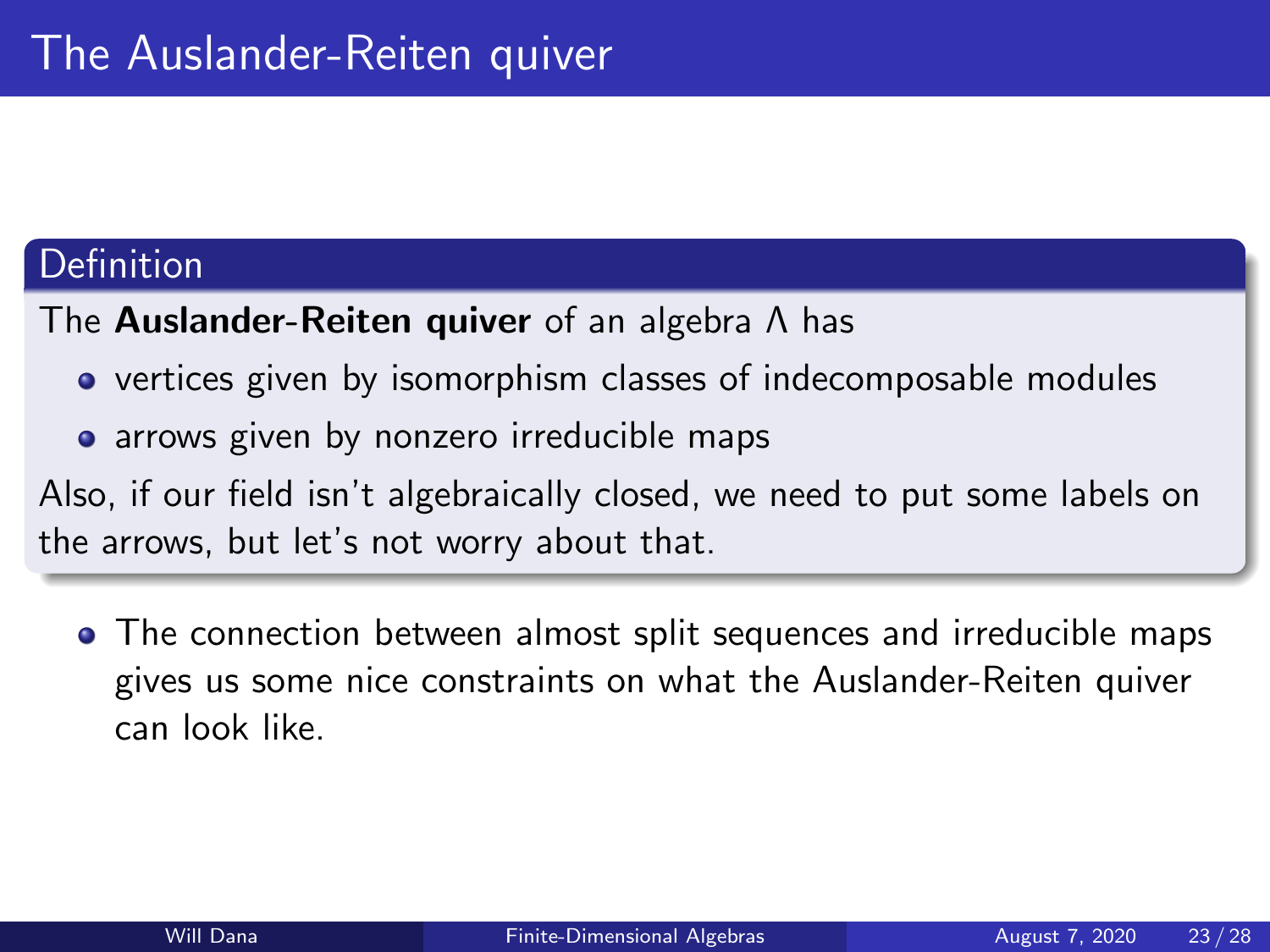# The Auslander-Reiten quiver

**Definition**

The **Auslander-Reiten quiver** of an algebra $\Lambda$ has

- vertices given by isomorphism classes of indecomposable modules
- arrows given by nonzero irreducible maps

Also, if our field isn't algebraically closed, we need to put some labels on the arrows, but let's not worry about that.

- The connection between almost split sequences and irreducible maps gives us some nice constraints on what the Auslander-Reiten quiver can look like.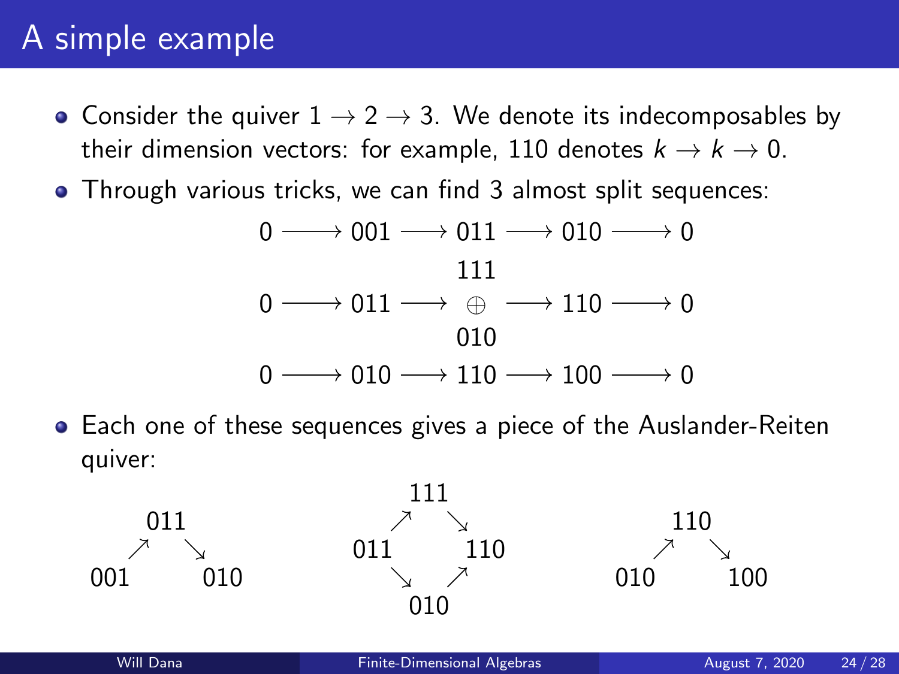# A simple example

- Consider the quiver $1 \to 2 \to 3$. We denote its indecomposables by their dimension vectors: for example, 110 denotes $k \to k \to 0$.
- Through various tricks, we can find 3 almost split sequences:

$$0 \longrightarrow 001 \longrightarrow 011 \longrightarrow 010 \longrightarrow 0$$

$$0 \longrightarrow 011 \longrightarrow \begin{matrix} 111 \\ \oplus \\ 010 \end{matrix} \longrightarrow 110 \longrightarrow 0$$

$$0 \longrightarrow 010 \longrightarrow 110 \longrightarrow 100 \longrightarrow 0$$

- Each one of these sequences gives a piece of the Auslander-Reiten quiver:

$$\begin{matrix} & 011 & \\ \nearrow & & \searrow \\ 001 & & 010 \end{matrix} \qquad \begin{matrix} & 111 & \\ \nearrow & & \searrow \\ 011 & & 110 \\ \searrow & & \nearrow \\ & 010 & \end{matrix} \qquad \begin{matrix} & 110 & \\ \nearrow & & \searrow \\ 010 & & 100 \end{matrix}$$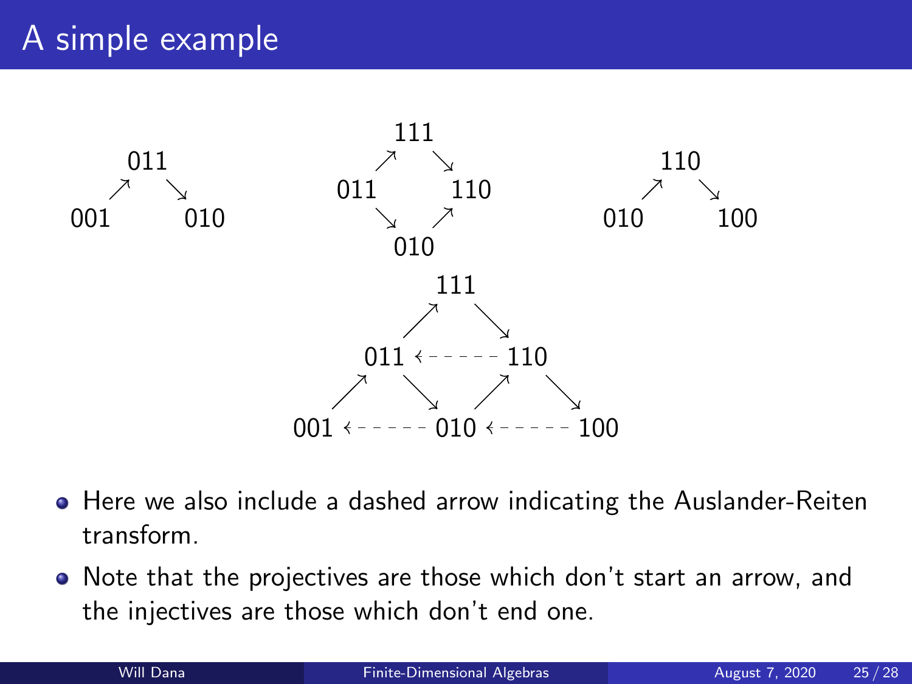# A simple example

$$
\begin{array}{ccc}
 & 011 & \\
\nearrow & & \searrow \\
001 & & 010
\end{array}
\qquad
\begin{array}{ccc}
 & 111 & \\
\nearrow & & \searrow \\
011 & & 110 \\
\searrow & & \nearrow \\
 & 010 &
\end{array}
\qquad
\begin{array}{ccc}
 & 110 & \\
\nearrow & & \searrow \\
010 & & 100
\end{array}
$$

$$
\begin{array}{ccccc}
 & & 111 & & \\
 & \nearrow & & \searrow & \\
 & 011 & \leftarrow\text{-----} & 110 & \\
\nearrow & & \searrow \quad \nearrow & & \searrow \\
001 & \leftarrow\text{-----} & 010 & \leftarrow\text{-----} & 100
\end{array}
$$

- Here we also include a dashed arrow indicating the Auslander-Reiten transform.
- Note that the projectives are those which don't start an arrow, and the injectives are those which don't end one.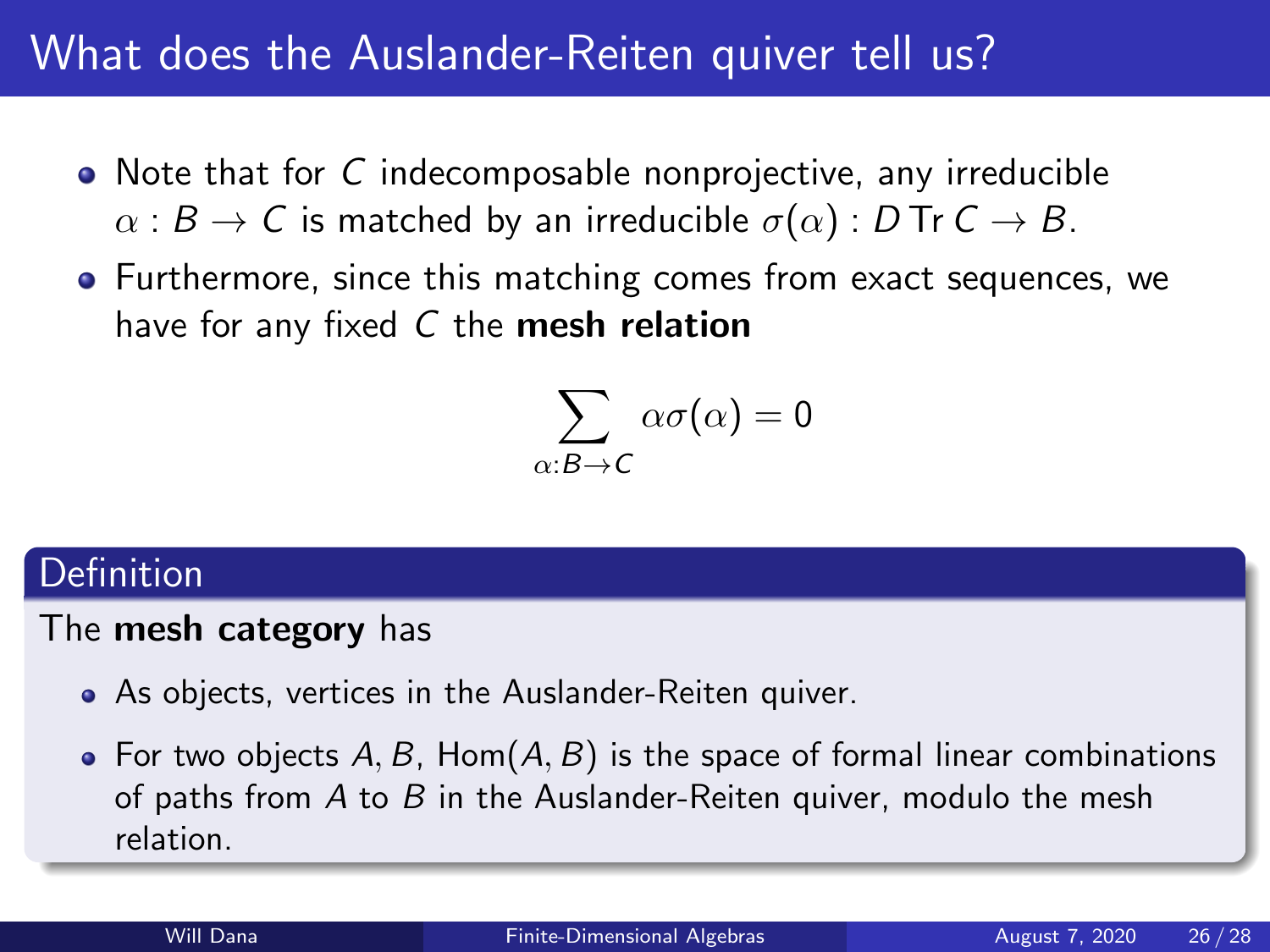# What does the Auslander-Reiten quiver tell us?

- Note that for $C$ indecomposable nonprojective, any irreducible $\alpha : B \to C$ is matched by an irreducible $\sigma(\alpha) : D\,\mathrm{Tr}\, C \to B$.
- Furthermore, since this matching comes from exact sequences, we have for any fixed $C$ the **mesh relation**

$$\sum_{\alpha : B \to C} \alpha\sigma(\alpha) = 0$$

**Definition**

The **mesh category** has

- As objects, vertices in the Auslander-Reiten quiver.
- For two objects $A, B$, $\mathrm{Hom}(A, B)$ is the space of formal linear combinations of paths from $A$ to $B$ in the Auslander-Reiten quiver, modulo the mesh relation.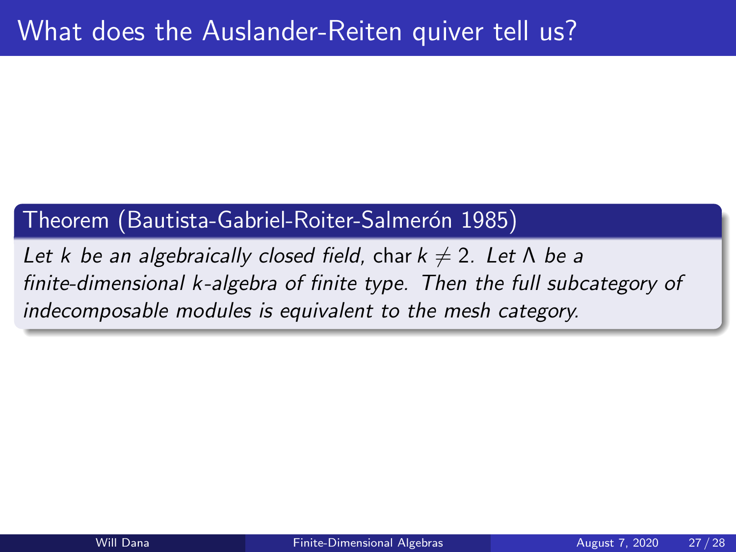# What does the Auslander-Reiten quiver tell us?

**Theorem (Bautista-Gabriel-Roiter-Salmerón 1985)**

*Let $k$ be an algebraically closed field,* char $k \neq 2$. *Let $\Lambda$ be a finite-dimensional $k$-algebra of finite type. Then the full subcategory of indecomposable modules is equivalent to the mesh category.*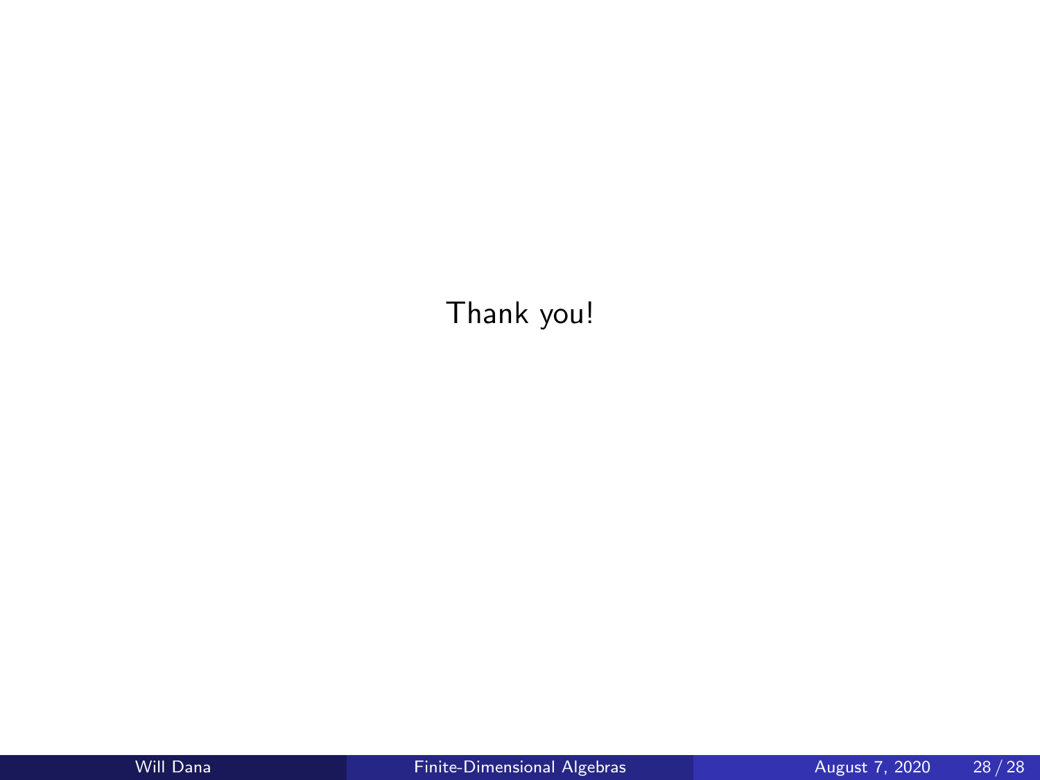Thank you!